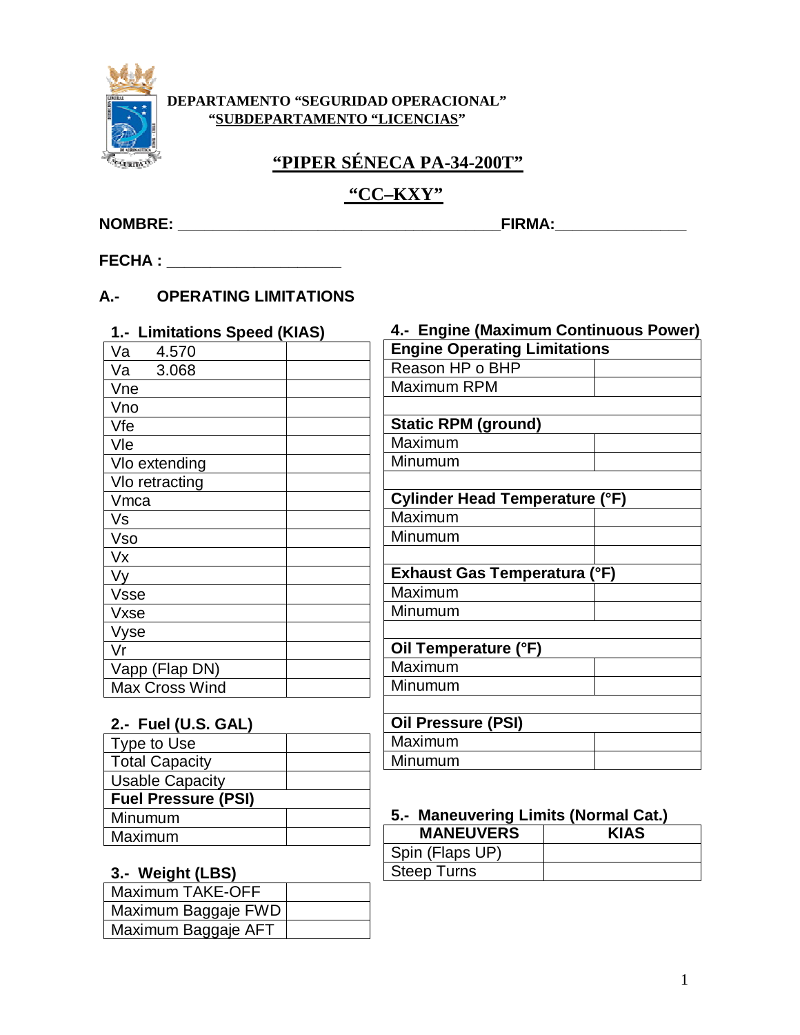**DEPARTAMENTO "SEGURIDAD OPERACIONAL"**
**"SUBDEPARTAMENTO "LICENCIAS"**

# "PIPER SÉNECA PA-34-200T"

## "CC–KXY"

**NOMBRE:** ______________________________________**FIRMA:**_______________

**FECHA :** ____________________

## A.- OPERATING LIMITATIONS

### 1.- Limitations Speed (KIAS)

| | |
|---|---|
| Va 4.570 | |
| Va 3.068 | |
| Vne | |
| Vno | |
| Vfe | |
| Vle | |
| Vlo extending | |
| Vlo retracting | |
| Vmca | |
| Vs | |
| Vso | |
| Vx | |
| Vy | |
| Vsse | |
| Vxse | |
| Vyse | |
| Vr | |
| Vapp (Flap DN) | |
| Max Cross Wind | |

### 2.- Fuel (U.S. GAL)

| | |
|---|---|
| Type to Use | |
| Total Capacity | |
| Usable Capacity | |
| **Fuel Pressure (PSI)** | |
| Minumum | |
| Maximum | |

### 3.- Weight (LBS)

| | |
|---|---|
| Maximum TAKE-OFF | |
| Maximum Baggaje FWD | |
| Maximum Baggaje AFT | |

### 4.- Engine (Maximum Continuous Power)

| **Engine Operating Limitations** | |
|---|---|
| Reason HP o BHP | |
| Maximum RPM | |
| | |
| **Static RPM (ground)** | |
| Maximum | |
| Minumum | |
| | |
| **Cylinder Head Temperature (°F)** | |
| Maximum | |
| Minumum | |
| | |
| **Exhaust Gas Temperatura (°F)** | |
| Maximum | |
| Minumum | |
| | |
| **Oil Temperature (°F)** | |
| Maximum | |
| Minumum | |
| | |
| **Oil Pressure (PSI)** | |
| Maximum | |
| Minumum | |

### 5.- Maneuvering Limits (Normal Cat.)

| MANEUVERS | KIAS |
|---|---|
| Spin (Flaps UP) | |
| Steep Turns | |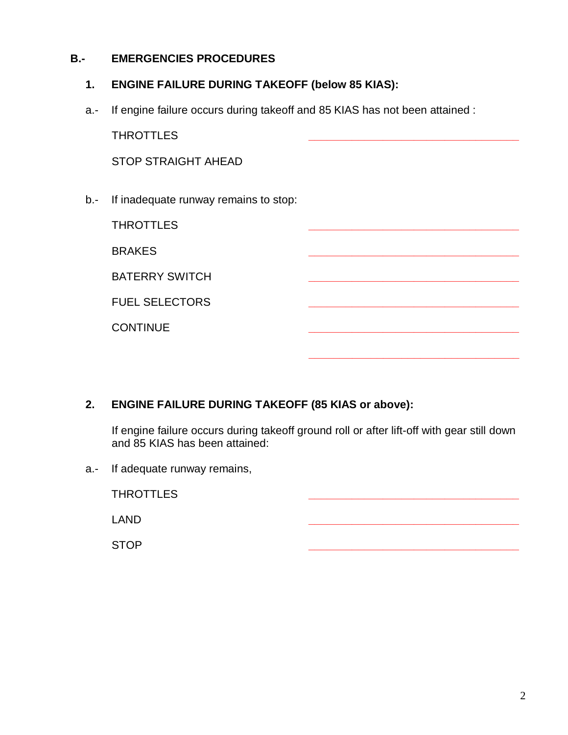## B.- EMERGENCIES PROCEDURES

### 1. ENGINE FAILURE DURING TAKEOFF (below 85 KIAS):

a.- If engine failure occurs during takeoff and 85 KIAS has not been attained :

THROTTLES ______________________________

STOP STRAIGHT AHEAD

b.- If inadequate runway remains to stop:

THROTTLES ______________________________

BRAKES ______________________________

BATERRY SWITCH ______________________________

FUEL SELECTORS ______________________________

CONTINUE ______________________________

______________________________

### 2. ENGINE FAILURE DURING TAKEOFF (85 KIAS or above):

If engine failure occurs during takeoff ground roll or after lift-off with gear still down and 85 KIAS has been attained:

a.- If adequate runway remains,

THROTTLES ______________________________

LAND ______________________________

STOP ______________________________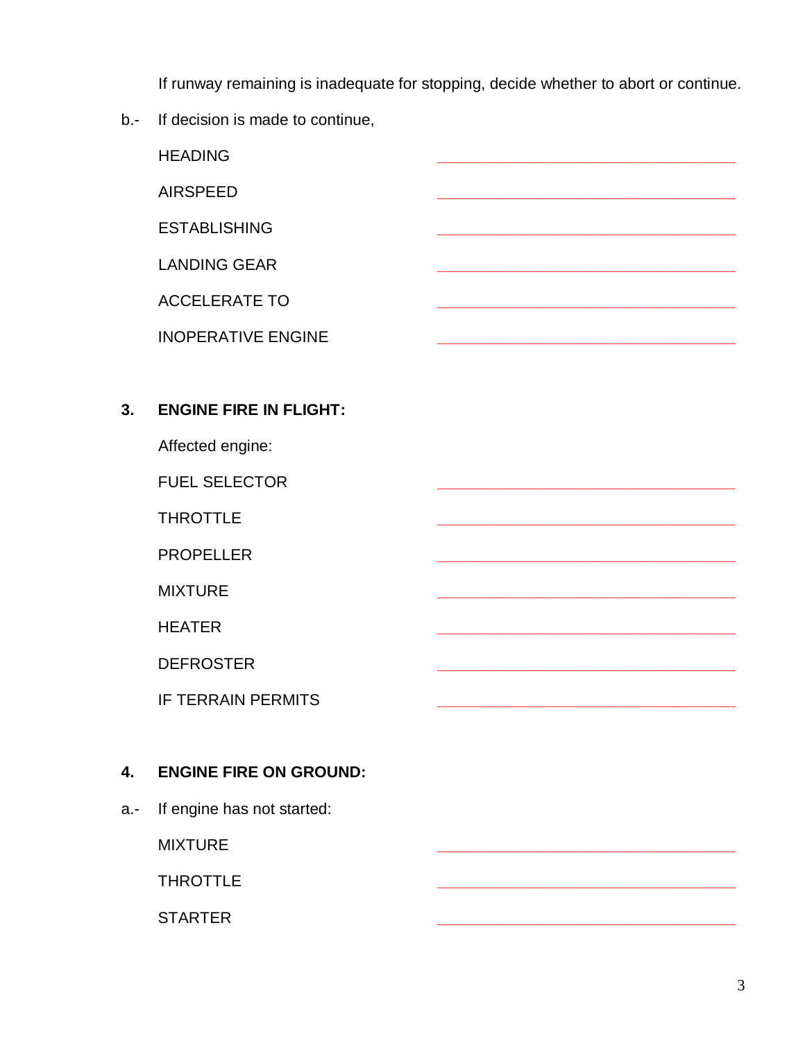If runway remaining is inadequate for stopping, decide whether to abort or continue.

b.- If decision is made to continue,

| | |
|---|---|
| HEADING | ______________________ |
| AIRSPEED | ______________________ |
| ESTABLISHING | ______________________ |
| LANDING GEAR | ______________________ |
| ACCELERATE TO | ______________________ |
| INOPERATIVE ENGINE | ______________________ |

## 3. ENGINE FIRE IN FLIGHT:

Affected engine:

| | |
|---|---|
| FUEL SELECTOR | ______________________ |
| THROTTLE | ______________________ |
| PROPELLER | ______________________ |
| MIXTURE | ______________________ |
| HEATER | ______________________ |
| DEFROSTER | ______________________ |
| IF TERRAIN PERMITS | ______________________ |

## 4. ENGINE FIRE ON GROUND:

a.- If engine has not started:

| | |
|---|---|
| MIXTURE | ______________________ |
| THROTTLE | ______________________ |
| STARTER | ______________________ |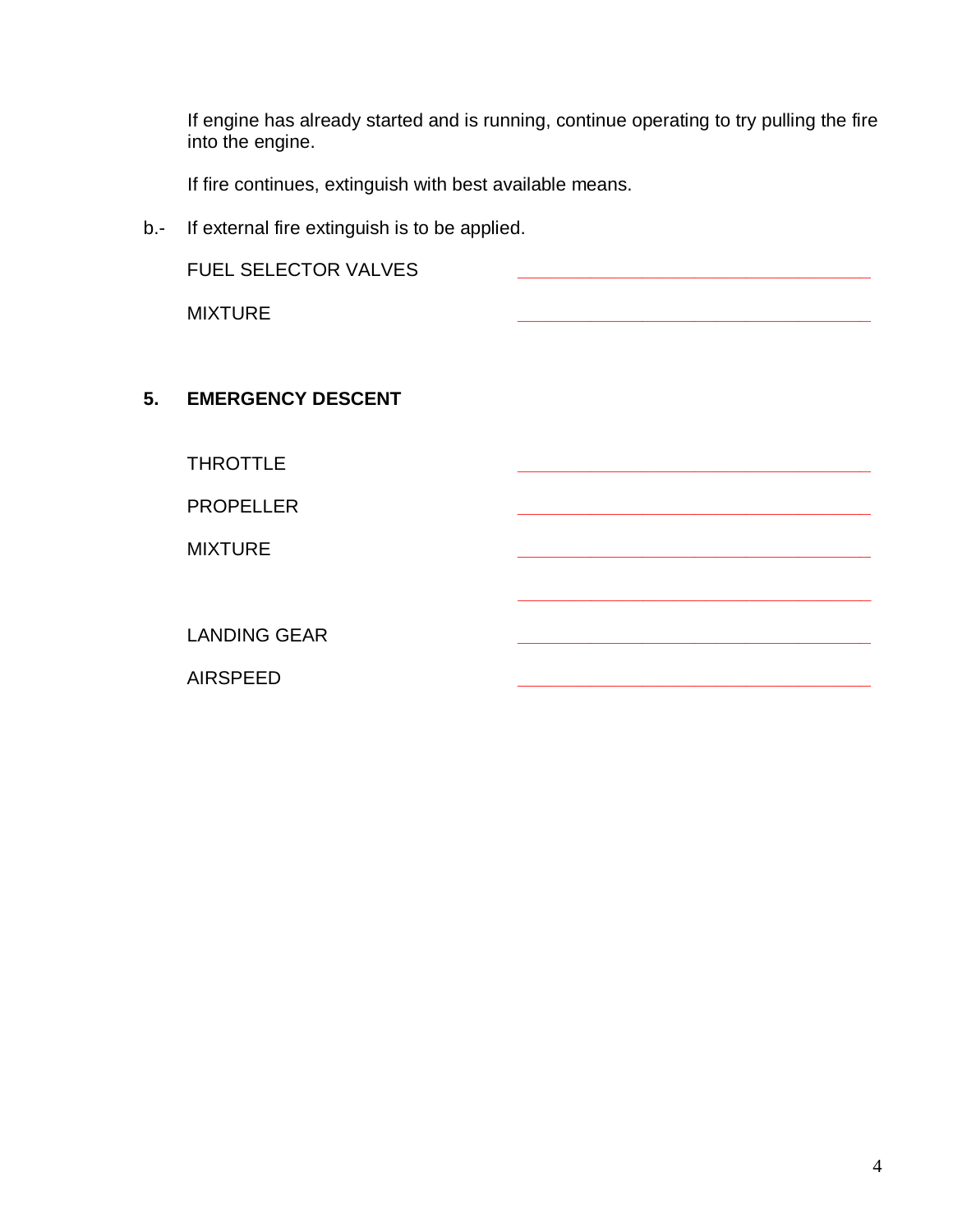If engine has already started and is running, continue operating to try pulling the fire into the engine.

If fire continues, extinguish with best available means.

b.- If external fire extinguish is to be applied.

FUEL SELECTOR VALVES ________________________________

MIXTURE ________________________________

## 5. EMERGENCY DESCENT

THROTTLE ________________________________

PROPELLER ________________________________

MIXTURE ________________________________

________________________________

LANDING GEAR ________________________________

AIRSPEED ________________________________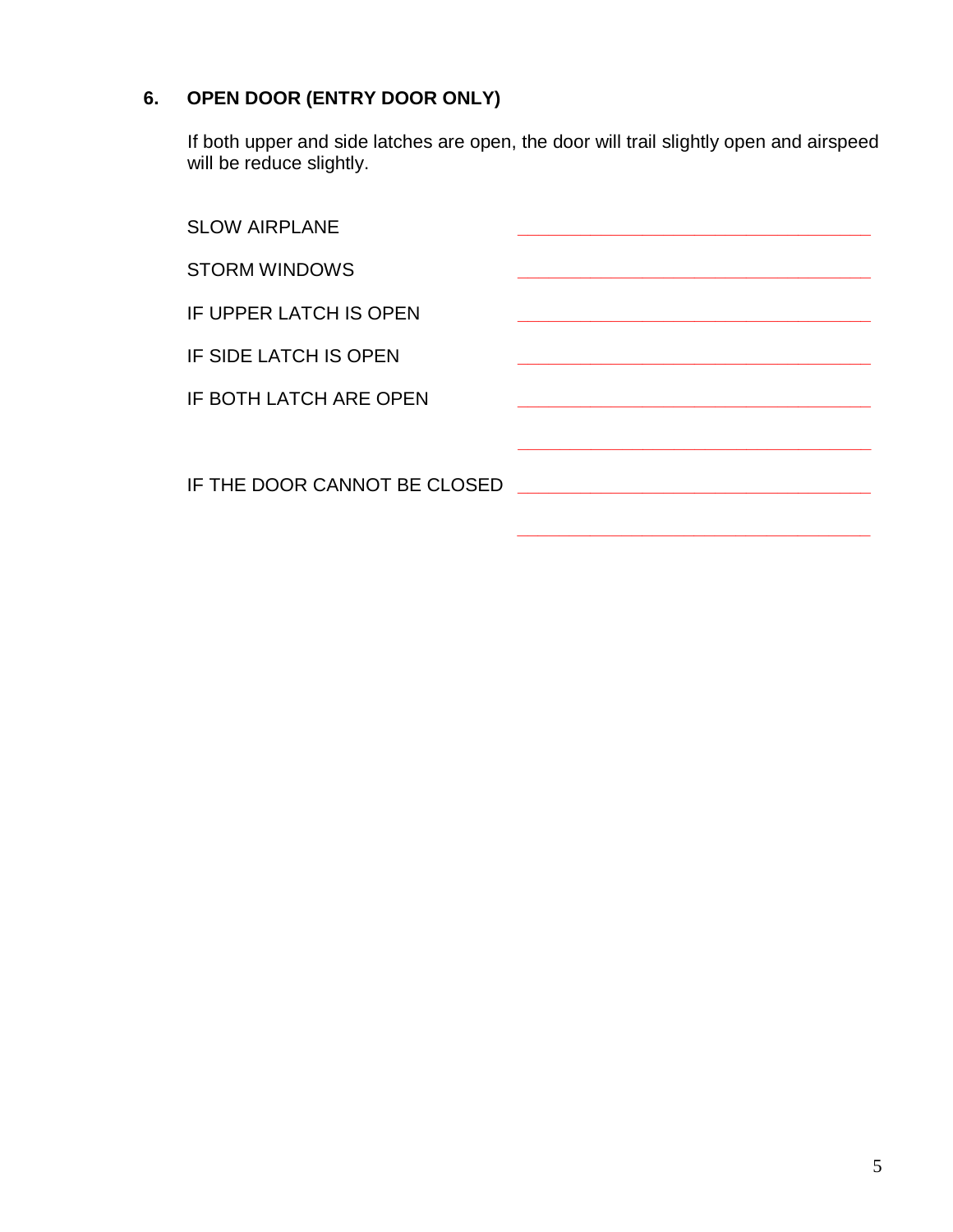## 6. OPEN DOOR (ENTRY DOOR ONLY)

If both upper and side latches are open, the door will trail slightly open and airspeed will be reduce slightly.

SLOW AIRPLANE ____________________

STORM WINDOWS ____________________

IF UPPER LATCH IS OPEN ____________________

IF SIDE LATCH IS OPEN ____________________

IF BOTH LATCH ARE OPEN ____________________

____________________

IF THE DOOR CANNOT BE CLOSED ____________________

____________________